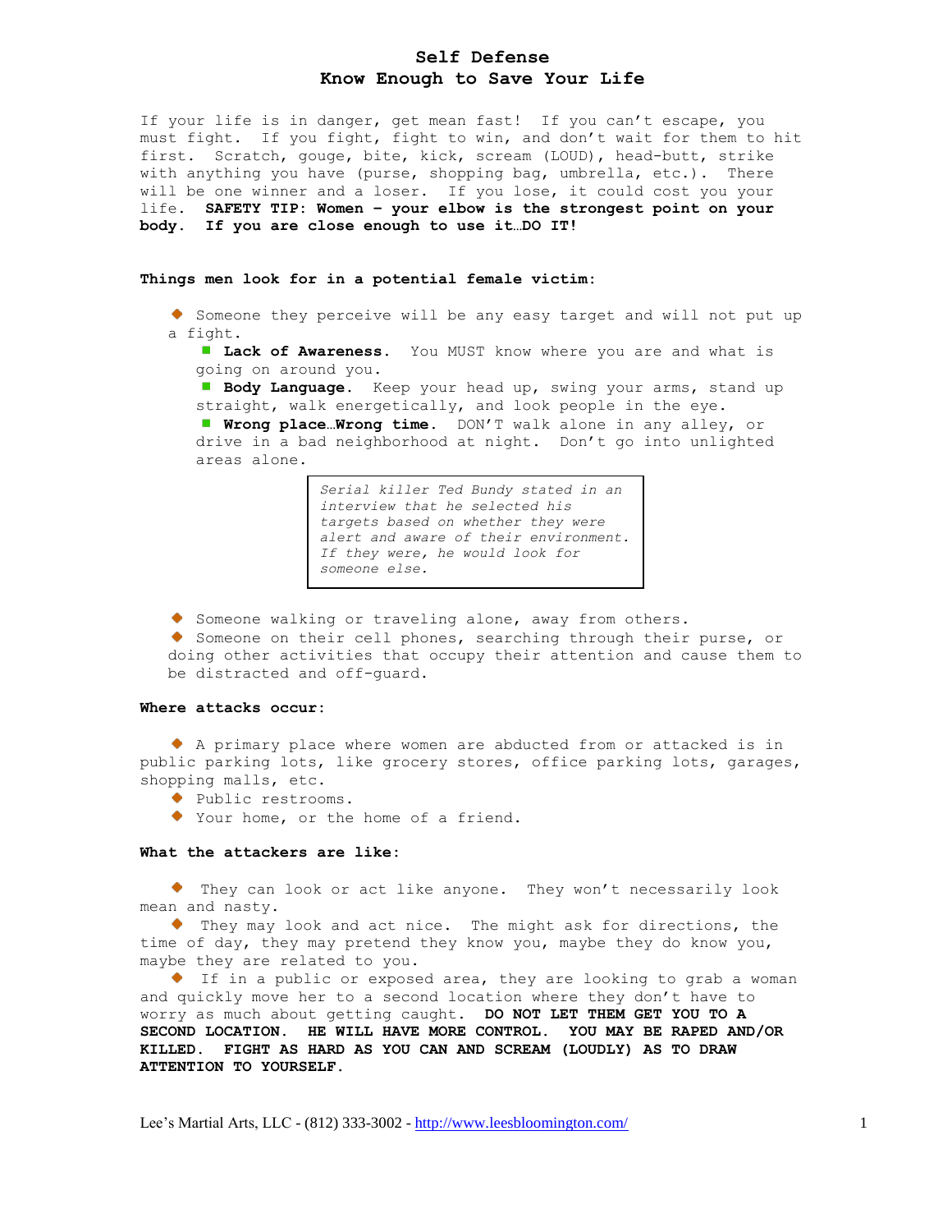# Self Defense
## Know Enough to Save Your Life

If your life is in danger, get mean fast! If you can't escape, you must fight. If you fight, fight to win, and don't wait for them to hit first. Scratch, gouge, bite, kick, scream (LOUD), head-butt, strike with anything you have (purse, shopping bag, umbrella, etc.). There will be one winner and a loser. If you lose, it could cost you your life. **SAFETY TIP: Women – your elbow is the strongest point on your body. If you are close enough to use it…DO IT!**

**Things men look for in a potential female victim:**

- Someone they perceive will be any easy target and will not put up a fight.
  - **Lack of Awareness.** You MUST know where you are and what is going on around you.
  - **Body Language.** Keep your head up, swing your arms, stand up straight, walk energetically, and look people in the eye.
  - **Wrong place…Wrong time.** DON'T walk alone in any alley, or drive in a bad neighborhood at night. Don't go into unlighted areas alone.

> *Serial killer Ted Bundy stated in an interview that he selected his targets based on whether they were alert and aware of their environment. If they were, he would look for someone else.*

- Someone walking or traveling alone, away from others.
- Someone on their cell phones, searching through their purse, or doing other activities that occupy their attention and cause them to be distracted and off-guard.

**Where attacks occur:**

- A primary place where women are abducted from or attacked is in public parking lots, like grocery stores, office parking lots, garages, shopping malls, etc.
- Public restrooms.
- Your home, or the home of a friend.

**What the attackers are like:**

- They can look or act like anyone. They won't necessarily look mean and nasty.
- They may look and act nice. The might ask for directions, the time of day, they may pretend they know you, maybe they do know you, maybe they are related to you.
- If in a public or exposed area, they are looking to grab a woman and quickly move her to a second location where they don't have to worry as much about getting caught. **DO NOT LET THEM GET YOU TO A SECOND LOCATION. HE WILL HAVE MORE CONTROL. YOU MAY BE RAPED AND/OR KILLED. FIGHT AS HARD AS YOU CAN AND SCREAM (LOUDLY) AS TO DRAW ATTENTION TO YOURSELF.**

Lee's Martial Arts, LLC - (812) 333-3002 - http://www.leesbloomington.com/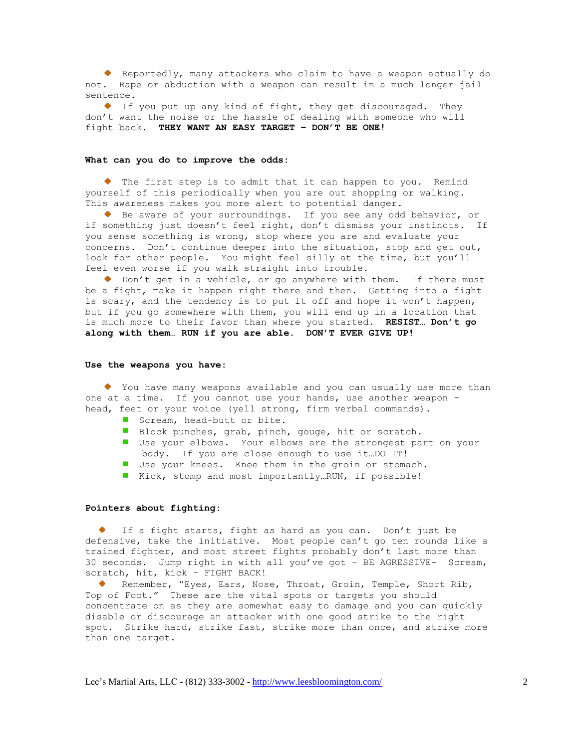- Reportedly, many attackers who claim to have a weapon actually do not. Rape or abduction with a weapon can result in a much longer jail sentence.
- If you put up any kind of fight, they get discouraged. They don't want the noise or the hassle of dealing with someone who will fight back. **THEY WANT AN EASY TARGET – DON'T BE ONE!**

**What can you do to improve the odds:**

- The first step is to admit that it can happen to you. Remind yourself of this periodically when you are out shopping or walking. This awareness makes you more alert to potential danger.
- Be aware of your surroundings. If you see any odd behavior, or if something just doesn't feel right, don't dismiss your instincts. If you sense something is wrong, stop where you are and evaluate your concerns. Don't continue deeper into the situation, stop and get out, look for other people. You might feel silly at the time, but you'll feel even worse if you walk straight into trouble.
- Don't get in a vehicle, or go anywhere with them. If there must be a fight, make it happen right there and then. Getting into a fight is scary, and the tendency is to put it off and hope it won't happen, but if you go somewhere with them, you will end up in a location that is much more to their favor than where you started. **RESIST… Don't go along with them… RUN if you are able. DON'T EVER GIVE UP!**

**Use the weapons you have:**

- You have many weapons available and you can usually use more than one at a time. If you cannot use your hands, use another weapon – head, feet or your voice (yell strong, firm verbal commands).
  - Scream, head-butt or bite.
  - Block punches, grab, pinch, gouge, hit or scratch.
  - Use your elbows. Your elbows are the strongest part on your body. If you are close enough to use it…DO IT!
  - Use your knees. Knee them in the groin or stomach.
  - Kick, stomp and most importantly…RUN, if possible!

**Pointers about fighting:**

- If a fight starts, fight as hard as you can. Don't just be defensive, take the initiative. Most people can't go ten rounds like a trained fighter, and most street fights probably don't last more than 30 seconds. Jump right in with all you've got – BE AGRESSIVE- Scream, scratch, hit, kick – FIGHT BACK!
- Remember, "Eyes, Ears, Nose, Throat, Groin, Temple, Short Rib, Top of Foot." These are the vital spots or targets you should concentrate on as they are somewhat easy to damage and you can quickly disable or discourage an attacker with one good strike to the right spot. Strike hard, strike fast, strike more than once, and strike more than one target.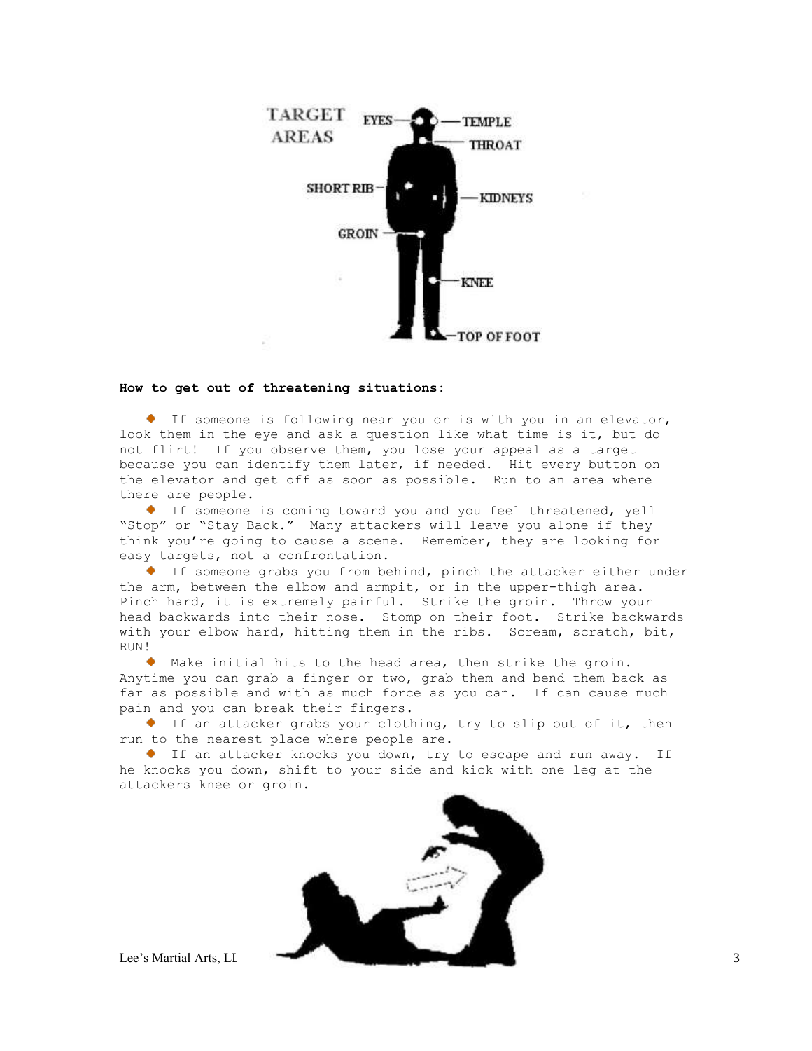TARGET AREAS

EYES — TEMPLE — THROAT — SHORT RIB — KIDNEYS — GROIN — KNEE — TOP OF FOOT

**How to get out of threatening situations:**

- If someone is following near you or is with you in an elevator, look them in the eye and ask a question like what time is it, but do not flirt! If you observe them, you lose your appeal as a target because you can identify them later, if needed. Hit every button on the elevator and get off as soon as possible. Run to an area where there are people.
- If someone is coming toward you and you feel threatened, yell "Stop" or "Stay Back." Many attackers will leave you alone if they think you're going to cause a scene. Remember, they are looking for easy targets, not a confrontation.
- If someone grabs you from behind, pinch the attacker either under the arm, between the elbow and armpit, or in the upper-thigh area. Pinch hard, it is extremely painful. Strike the groin. Throw your head backwards into their nose. Stomp on their foot. Strike backwards with your elbow hard, hitting them in the ribs. Scream, scratch, bit, RUN!
- Make initial hits to the head area, then strike the groin. Anytime you can grab a finger or two, grab them and bend them back as far as possible and with as much force as you can. If can cause much pain and you can break their fingers.
- If an attacker grabs your clothing, try to slip out of it, then run to the nearest place where people are.
- If an attacker knocks you down, try to escape and run away. If he knocks you down, shift to your side and kick with one leg at the attackers knee or groin.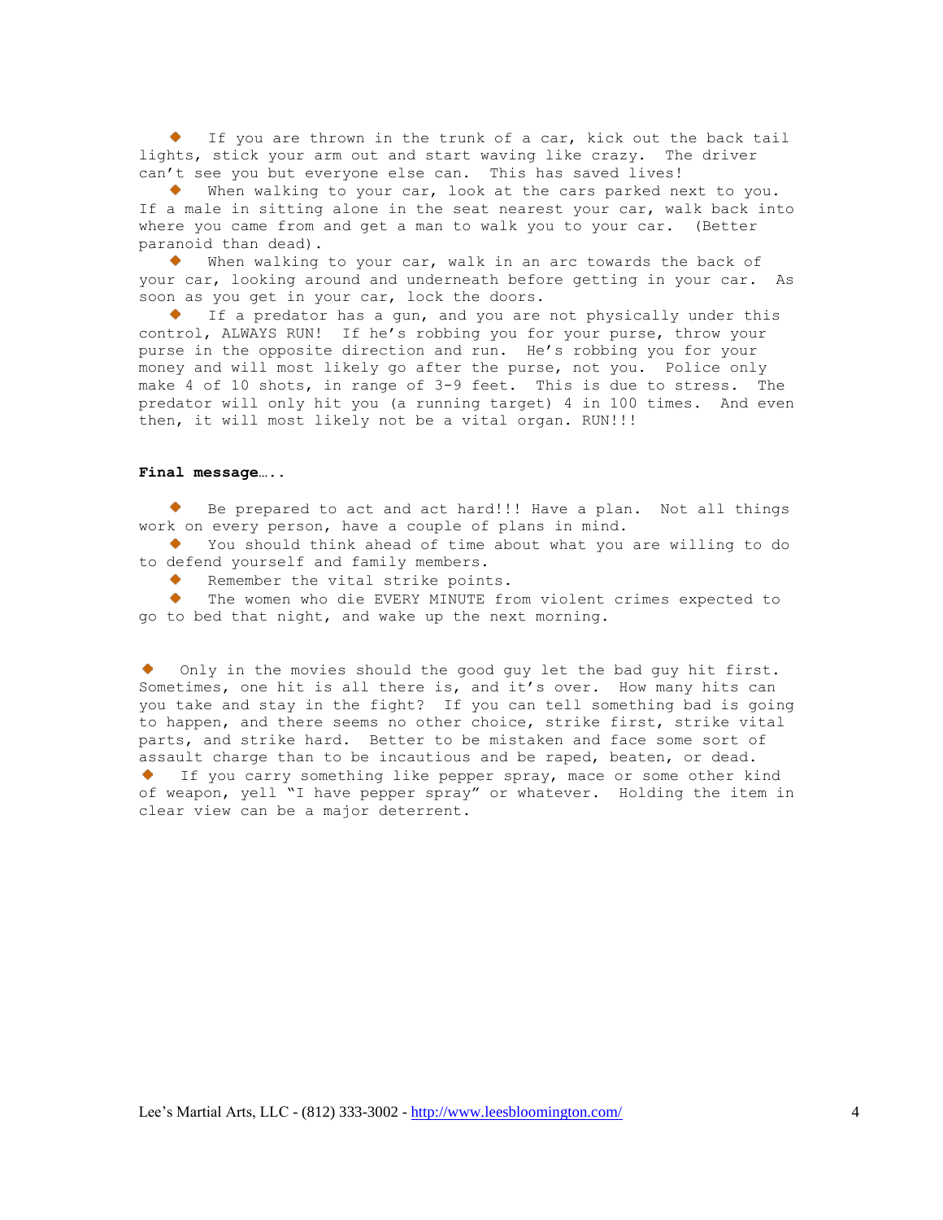- If you are thrown in the trunk of a car, kick out the back tail lights, stick your arm out and start waving like crazy. The driver can't see you but everyone else can. This has saved lives!
- When walking to your car, look at the cars parked next to you. If a male in sitting alone in the seat nearest your car, walk back into where you came from and get a man to walk you to your car. (Better paranoid than dead).
- When walking to your car, walk in an arc towards the back of your car, looking around and underneath before getting in your car. As soon as you get in your car, lock the doors.
- If a predator has a gun, and you are not physically under this control, ALWAYS RUN! If he's robbing you for your purse, throw your purse in the opposite direction and run. He's robbing you for your money and will most likely go after the purse, not you. Police only make 4 of 10 shots, in range of 3-9 feet. This is due to stress. The predator will only hit you (a running target) 4 in 100 times. And even then, it will most likely not be a vital organ. RUN!!!

**Final message…..**

- Be prepared to act and act hard!!! Have a plan. Not all things work on every person, have a couple of plans in mind.
- You should think ahead of time about what you are willing to do to defend yourself and family members.
- Remember the vital strike points.
- The women who die EVERY MINUTE from violent crimes expected to go to bed that night, and wake up the next morning.

- Only in the movies should the good guy let the bad guy hit first. Sometimes, one hit is all there is, and it's over. How many hits can you take and stay in the fight? If you can tell something bad is going to happen, and there seems no other choice, strike first, strike vital parts, and strike hard. Better to be mistaken and face some sort of assault charge than to be incautious and be raped, beaten, or dead.
- If you carry something like pepper spray, mace or some other kind of weapon, yell "I have pepper spray" or whatever. Holding the item in clear view can be a major deterrent.